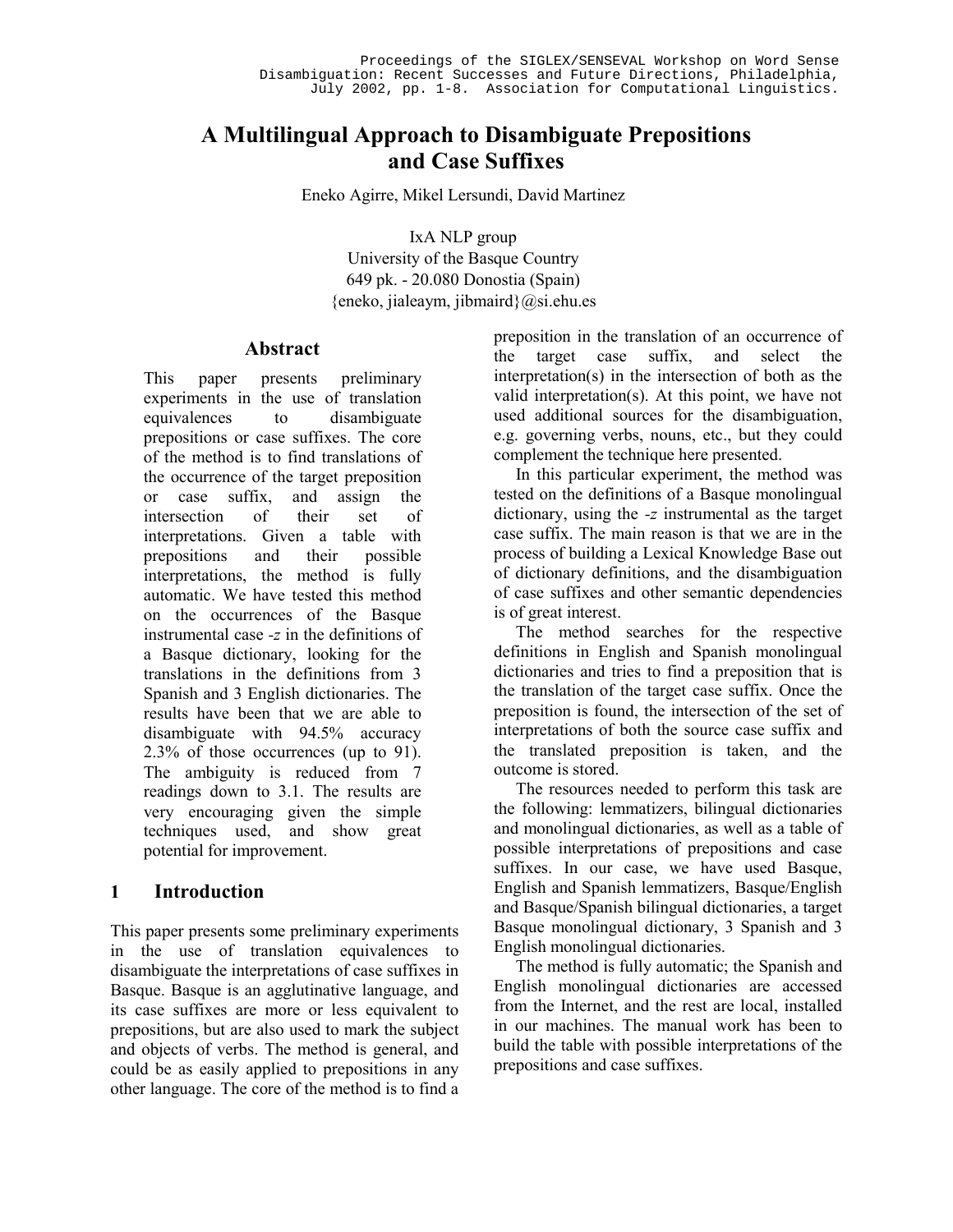# A Multilingual Approach to Disambiguate Prepositions and Case Suffixes

Eneko Agirre, Mikel Lersundi, David Martinez

IxA NLP group
University of the Basque Country
649 pk. - 20.080 Donostia (Spain)
{eneko, jialeaym, jibmaird}@si.ehu.es

## Abstract

This paper presents preliminary experiments in the use of translation equivalences to disambiguate prepositions or case suffixes. The core of the method is to find translations of the occurrence of the target preposition or case suffix, and assign the intersection of their set of interpretations. Given a table with prepositions and their possible interpretations, the method is fully automatic. We have tested this method on the occurrences of the Basque instrumental case *-z* in the definitions of a Basque dictionary, looking for the translations in the definitions from 3 Spanish and 3 English dictionaries. The results have been that we are able to disambiguate with 94.5% accuracy 2.3% of those occurrences (up to 91). The ambiguity is reduced from 7 readings down to 3.1. The results are very encouraging given the simple techniques used, and show great potential for improvement.

## 1 Introduction

This paper presents some preliminary experiments in the use of translation equivalences to disambiguate the interpretations of case suffixes in Basque. Basque is an agglutinative language, and its case suffixes are more or less equivalent to prepositions, but are also used to mark the subject and objects of verbs. The method is general, and could be as easily applied to prepositions in any other language. The core of the method is to find a preposition in the translation of an occurrence of the target case suffix, and select the interpretation(s) in the intersection of both as the valid interpretation(s). At this point, we have not used additional sources for the disambiguation, e.g. governing verbs, nouns, etc., but they could complement the technique here presented.

In this particular experiment, the method was tested on the definitions of a Basque monolingual dictionary, using the *-z* instrumental as the target case suffix. The main reason is that we are in the process of building a Lexical Knowledge Base out of dictionary definitions, and the disambiguation of case suffixes and other semantic dependencies is of great interest.

The method searches for the respective definitions in English and Spanish monolingual dictionaries and tries to find a preposition that is the translation of the target case suffix. Once the preposition is found, the intersection of the set of interpretations of both the source case suffix and the translated preposition is taken, and the outcome is stored.

The resources needed to perform this task are the following: lemmatizers, bilingual dictionaries and monolingual dictionaries, as well as a table of possible interpretations of prepositions and case suffixes. In our case, we have used Basque, English and Spanish lemmatizers, Basque/English and Basque/Spanish bilingual dictionaries, a target Basque monolingual dictionary, 3 Spanish and 3 English monolingual dictionaries.

The method is fully automatic; the Spanish and English monolingual dictionaries are accessed from the Internet, and the rest are local, installed in our machines. The manual work has been to build the table with possible interpretations of the prepositions and case suffixes.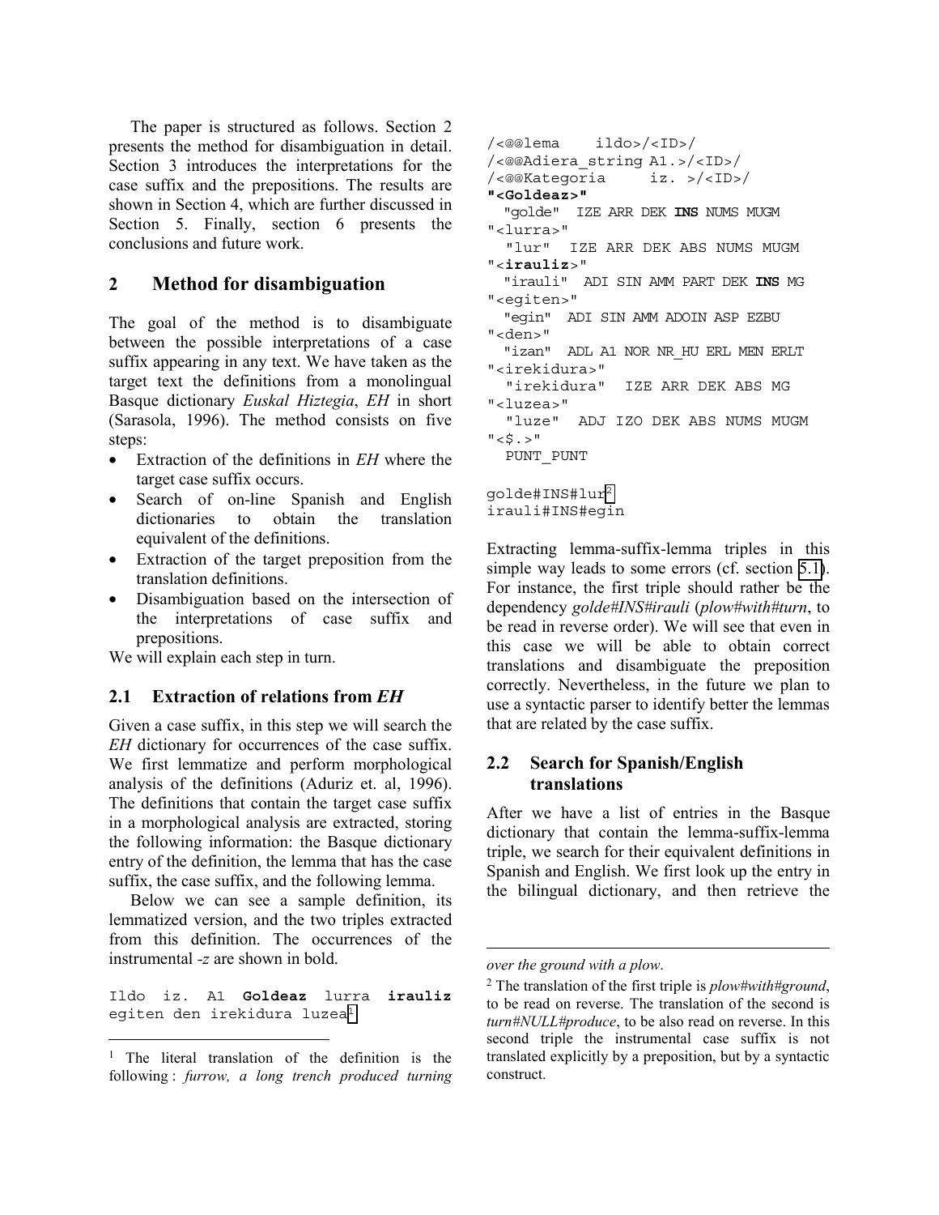The paper is structured as follows. Section 2 presents the method for disambiguation in detail. Section 3 introduces the interpretations for the case suffix and the prepositions. The results are shown in Section 4, which are further discussed in Section 5. Finally, section 6 presents the conclusions and future work.

## 2 Method for disambiguation

The goal of the method is to disambiguate between the possible interpretations of a case suffix appearing in any text. We have taken as the target text the definitions from a monolingual Basque dictionary *Euskal Hiztegia*, *EH* in short (Sarasola, 1996). The method consists on five steps:

- Extraction of the definitions in *EH* where the target case suffix occurs.
- Search of on-line Spanish and English dictionaries to obtain the translation equivalent of the definitions.
- Extraction of the target preposition from the translation definitions.
- Disambiguation based on the intersection of the interpretations of case suffix and prepositions.

We will explain each step in turn.

### 2.1 Extraction of relations from *EH*

Given a case suffix, in this step we will search the *EH* dictionary for occurrences of the case suffix. We first lemmatize and perform morphological analysis of the definitions (Aduriz et. al, 1996). The definitions that contain the target case suffix in a morphological analysis are extracted, storing the following information: the Basque dictionary entry of the definition, the lemma that has the case suffix, the case suffix, and the following lemma.

Below we can see a sample definition, its lemmatized version, and the two triples extracted from this definition. The occurrences of the instrumental *-z* are shown in bold.

Ildo iz. A1 **Goldeaz** lurra **irauliz** egiten den irekidura luzea[1]

```
/<@@lema    ildo>/<ID>/
/<@@Adiera_string A1.>/<ID>/
/<@@Kategoria     iz. >/<ID>/
"<Goldeaz>"
  "golde"  IZE ARR DEK INS NUMS MUGM
"<lurra>"
   "lur"  IZE ARR DEK ABS NUMS MUGM
"<irauliz>"
  "irauli"  ADI SIN AMM PART DEK INS MG
"<egiten>"
  "egin"  ADI SIN AMM ADOIN ASP EZBU
"<den>"
  "izan"  ADL A1 NOR NR_HU ERL MEN ERLT
"<irekidura>"
   "irekidura"  IZE ARR DEK ABS MG
"<luzea>"
   "luze"  ADJ IZO DEK ABS NUMS MUGM
"<$.>"
  PUNT_PUNT

golde#INS#lur[2]
irauli#INS#egin
```

Extracting lemma-suffix-lemma triples in this simple way leads to some errors (cf. section 5.1). For instance, the first triple should rather be the dependency *golde#INS#irauli* (*plow#with#turn*, to be read in reverse order). We will see that even in this case we will be able to obtain correct translations and disambiguate the preposition correctly. Nevertheless, in the future we plan to use a syntactic parser to identify better the lemmas that are related by the case suffix.

### 2.2 Search for Spanish/English translations

After we have a list of entries in the Basque dictionary that contain the lemma-suffix-lemma triple, we search for their equivalent definitions in Spanish and English. We first look up the entry in the bilingual dictionary, and then retrieve the

---

[1] The literal translation of the definition is the following : *furrow, a long trench produced turning over the ground with a plow*.

[2] The translation of the first triple is *plow#with#ground*, to be read on reverse. The translation of the second is *turn#NULL#produce*, to be also read on reverse. In this second triple the instrumental case suffix is not translated explicitly by a preposition, but by a syntactic construct.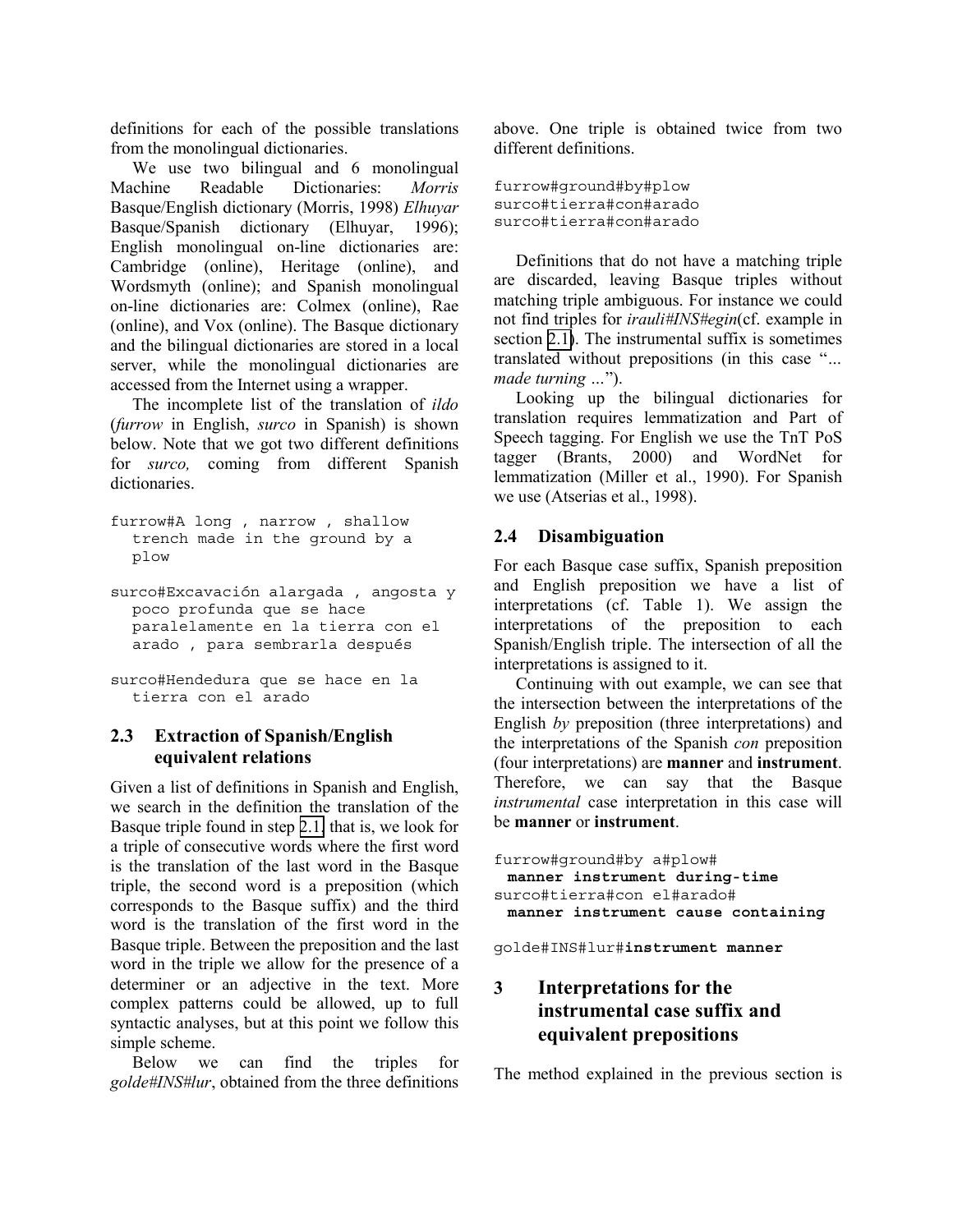definitions for each of the possible translations from the monolingual dictionaries.

We use two bilingual and 6 monolingual Machine Readable Dictionaries: *Morris* Basque/English dictionary (Morris, 1998) *Elhuyar* Basque/Spanish dictionary (Elhuyar, 1996); English monolingual on-line dictionaries are: Cambridge (online), Heritage (online), and Wordsmyth (online); and Spanish monolingual on-line dictionaries are: Colmex (online), Rae (online), and Vox (online). The Basque dictionary and the bilingual dictionaries are stored in a local server, while the monolingual dictionaries are accessed from the Internet using a wrapper.

The incomplete list of the translation of *ildo* (*furrow* in English, *surco* in Spanish) is shown below. Note that we got two different definitions for *surco,* coming from different Spanish dictionaries.

```
furrow#A long , narrow , shallow
  trench made in the ground by a
  plow

surco#Excavación alargada , angosta y
  poco profunda que se hace
  paralelamente en la tierra con el
  arado , para sembrarla después

surco#Hendedura que se hace en la
  tierra con el arado
```

### 2.3 Extraction of Spanish/English equivalent relations

Given a list of definitions in Spanish and English, we search in the definition the translation of the Basque triple found in step 2.1 that is, we look for a triple of consecutive words where the first word is the translation of the last word in the Basque triple, the second word is a preposition (which corresponds to the Basque suffix) and the third word is the translation of the first word in the Basque triple. Between the preposition and the last word in the triple we allow for the presence of a determiner or an adjective in the text. More complex patterns could be allowed, up to full syntactic analyses, but at this point we follow this simple scheme.

Below we can find the triples for *golde#INS#lur*, obtained from the three definitions above. One triple is obtained twice from two different definitions.

```
furrow#ground#by#plow
surco#tierra#con#arado
surco#tierra#con#arado
```

Definitions that do not have a matching triple are discarded, leaving Basque triples without matching triple ambiguous. For instance we could not find triples for *irauli#INS#egin*(cf. example in section 2.1). The instrumental suffix is sometimes translated without prepositions (in this case "... *made turning* ...").

Looking up the bilingual dictionaries for translation requires lemmatization and Part of Speech tagging. For English we use the TnT PoS tagger (Brants, 2000) and WordNet for lemmatization (Miller et al., 1990). For Spanish we use (Atserias et al., 1998).

### 2.4 Disambiguation

For each Basque case suffix, Spanish preposition and English preposition we have a list of interpretations (cf. Table 1). We assign the interpretations of the preposition to each Spanish/English triple. The intersection of all the interpretations is assigned to it.

Continuing with out example, we can see that the intersection between the interpretations of the English *by* preposition (three interpretations) and the interpretations of the Spanish *con* preposition (four interpretations) are **manner** and **instrument**. Therefore, we can say that the Basque *instrumental* case interpretation in this case will be **manner** or **instrument**.

```
furrow#ground#by a#plow#
  manner instrument during-time
surco#tierra#con el#arado#
  manner instrument cause containing

golde#INS#lur#instrument manner
```

## 3 Interpretations for the instrumental case suffix and equivalent prepositions

The method explained in the previous section is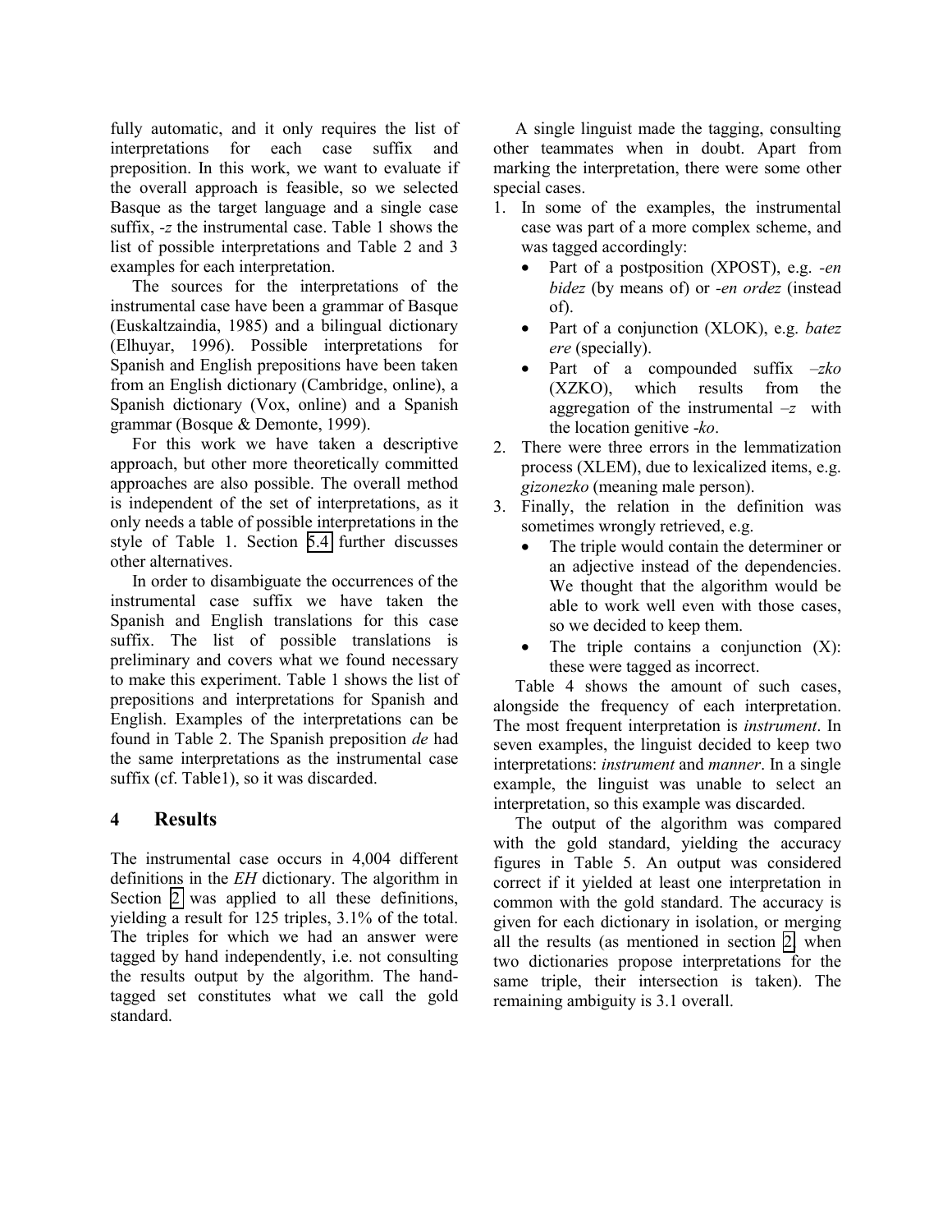fully automatic, and it only requires the list of interpretations for each case suffix and preposition. In this work, we want to evaluate if the overall approach is feasible, so we selected Basque as the target language and a single case suffix, *-z* the instrumental case. Table 1 shows the list of possible interpretations and Table 2 and 3 examples for each interpretation.

The sources for the interpretations of the instrumental case have been a grammar of Basque (Euskaltzaindia, 1985) and a bilingual dictionary (Elhuyar, 1996). Possible interpretations for Spanish and English prepositions have been taken from an English dictionary (Cambridge, online), a Spanish dictionary (Vox, online) and a Spanish grammar (Bosque & Demonte, 1999).

For this work we have taken a descriptive approach, but other more theoretically committed approaches are also possible. The overall method is independent of the set of interpretations, as it only needs a table of possible interpretations in the style of Table 1. Section 5.4 further discusses other alternatives.

In order to disambiguate the occurrences of the instrumental case suffix we have taken the Spanish and English translations for this case suffix. The list of possible translations is preliminary and covers what we found necessary to make this experiment. Table 1 shows the list of prepositions and interpretations for Spanish and English. Examples of the interpretations can be found in Table 2. The Spanish preposition *de* had the same interpretations as the instrumental case suffix (cf. Table1), so it was discarded.

## 4 Results

The instrumental case occurs in 4,004 different definitions in the *EH* dictionary. The algorithm in Section 2 was applied to all these definitions, yielding a result for 125 triples, 3.1% of the total. The triples for which we had an answer were tagged by hand independently, i.e. not consulting the results output by the algorithm. The hand-tagged set constitutes what we call the gold standard.

A single linguist made the tagging, consulting other teammates when in doubt. Apart from marking the interpretation, there were some other special cases.

1. In some of the examples, the instrumental case was part of a more complex scheme, and was tagged accordingly:
   - Part of a postposition (XPOST), e.g. *-en bidez* (by means of) or *-en ordez* (instead of).
   - Part of a conjunction (XLOK), e.g. *batez ere* (specially).
   - Part of a compounded suffix *–zko* (XZKO), which results from the aggregation of the instrumental *–z* with the location genitive *-ko*.
2. There were three errors in the lemmatization process (XLEM), due to lexicalized items, e.g. *gizonezko* (meaning male person).
3. Finally, the relation in the definition was sometimes wrongly retrieved, e.g.
   - The triple would contain the determiner or an adjective instead of the dependencies. We thought that the algorithm would be able to work well even with those cases, so we decided to keep them.
   - The triple contains a conjunction (X): these were tagged as incorrect.

Table 4 shows the amount of such cases, alongside the frequency of each interpretation. The most frequent interpretation is *instrument*. In seven examples, the linguist decided to keep two interpretations: *instrument* and *manner*. In a single example, the linguist was unable to select an interpretation, so this example was discarded.

The output of the algorithm was compared with the gold standard, yielding the accuracy figures in Table 5. An output was considered correct if it yielded at least one interpretation in common with the gold standard. The accuracy is given for each dictionary in isolation, or merging all the results (as mentioned in section 2, when two dictionaries propose interpretations for the same triple, their intersection is taken). The remaining ambiguity is 3.1 overall.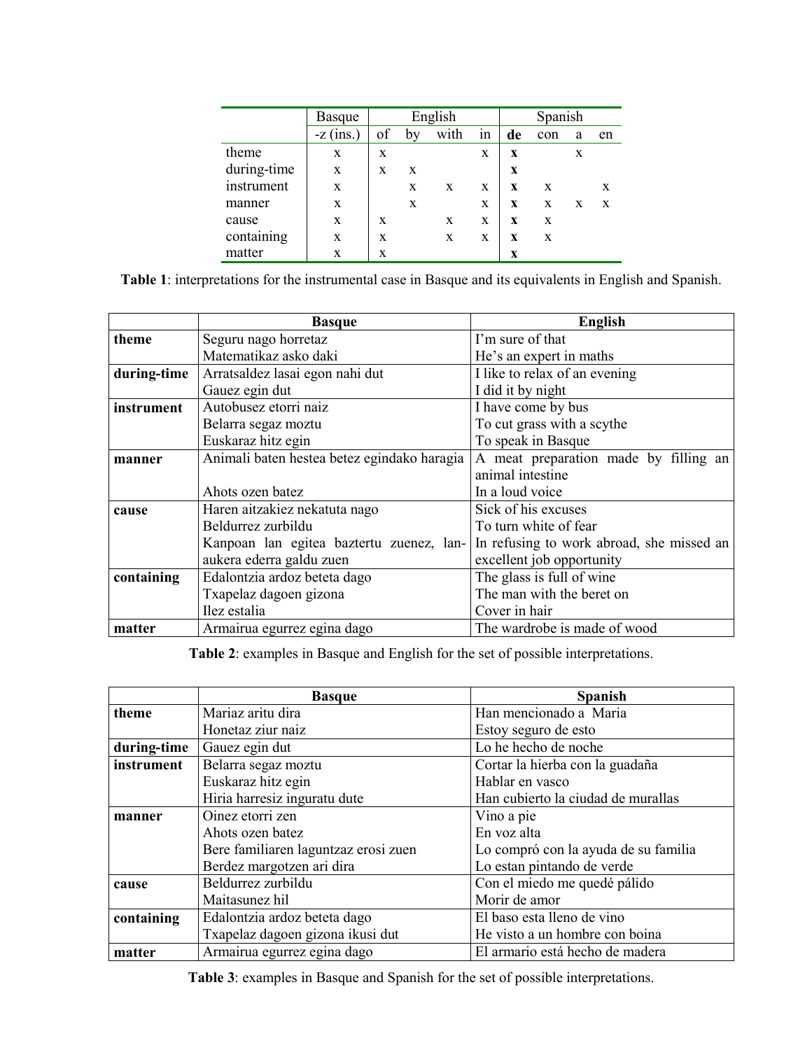| | Basque | English | | | | Spanish | | | |
|---|---|---|---|---|---|---|---|---|---|
| | -z (ins.) | of | by | with | in | **de** | con | a | en |
| theme | x | x | | | x | **x** | | x | |
| during-time | x | x | x | | | **x** | | | |
| instrument | x | | x | x | x | **x** | x | | x |
| manner | x | | x | | x | **x** | x | x | x |
| cause | x | x | | x | x | **x** | x | | |
| containing | x | x | | x | x | **x** | x | | |
| matter | x | x | | | | **x** | | | |

**Table 1**: interpretations for the instrumental case in Basque and its equivalents in English and Spanish.

| | **Basque** | **English** |
|---|---|---|
| **theme** | Seguru nago horretaz<br>Matematikaz asko daki | I'm sure of that<br>He's an expert in maths |
| **during-time** | Arratsaldez lasai egon nahi dut<br>Gauez egin dut | I like to relax of an evening<br>I did it by night |
| **instrument** | Autobusez etorri naiz<br>Belarra segaz moztu<br>Euskaraz hitz egin | I have come by bus<br>To cut grass with a scythe<br>To speak in Basque |
| **manner** | Animali baten hestea betez egindako haragia<br><br>Ahots ozen batez | A meat preparation made by filling an animal intestine<br>In a loud voice |
| **cause** | Haren aitzakiez nekatuta nago<br>Beldurrez zurbildu<br>Kanpoan lan egitea baztertu zuenez, lan-aukera ederra galdu zuen | Sick of his excuses<br>To turn white of fear<br>In refusing to work abroad, she missed an excellent job opportunity |
| **containing** | Edalontzia ardoz beteta dago<br>Txapelaz dagoen gizona<br>Ilez estalia | The glass is full of wine<br>The man with the beret on<br>Cover in hair |
| **matter** | Armairua egurrez egina dago | The wardrobe is made of wood |

**Table 2**: examples in Basque and English for the set of possible interpretations.

| | **Basque** | **Spanish** |
|---|---|---|
| **theme** | Mariaz aritu dira<br>Honetaz ziur naiz | Han mencionado a Maria<br>Estoy seguro de esto |
| **during-time** | Gauez egin dut | Lo he hecho de noche |
| **instrument** | Belarra segaz moztu<br>Euskaraz hitz egin<br>Hiria harresiz inguratu dute | Cortar la hierba con la guadaña<br>Hablar en vasco<br>Han cubierto la ciudad de murallas |
| **manner** | Oinez etorri zen<br>Ahots ozen batez<br>Bere familiaren laguntzaz erosi zuen<br>Berdez margotzen ari dira | Vino a pie<br>En voz alta<br>Lo compró con la ayuda de su familia<br>Lo estan pintando de verde |
| **cause** | Beldurrez zurbildu<br>Maitasunez hil | Con el miedo me quedé pálido<br>Morir de amor |
| **containing** | Edalontzia ardoz beteta dago<br>Txapelaz dagoen gizona ikusi dut | El baso esta lleno de vino<br>He visto a un hombre con boina |
| **matter** | Armairua egurrez egina dago | El armario está hecho de madera |

**Table 3**: examples in Basque and Spanish for the set of possible interpretations.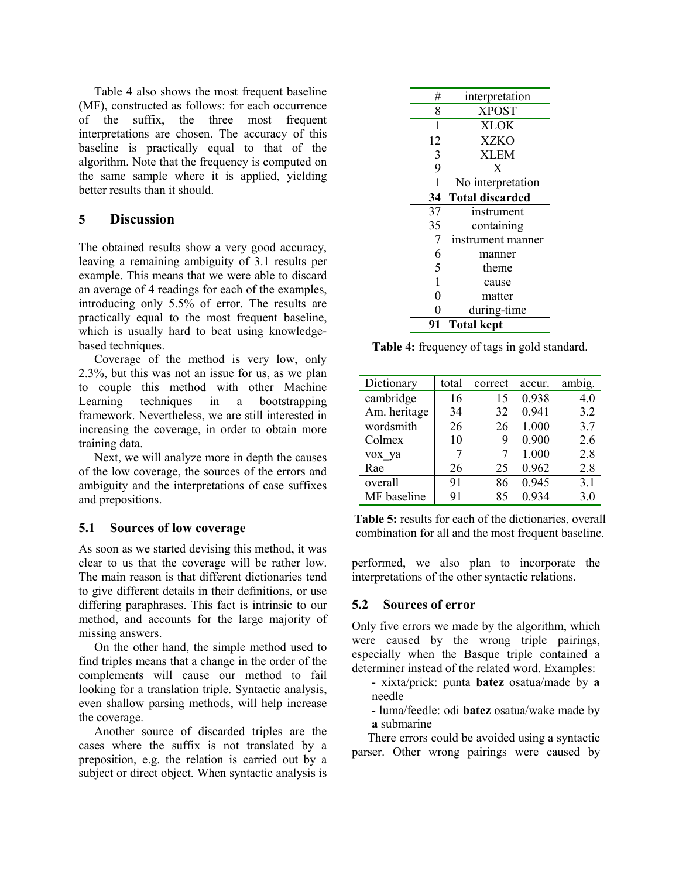Table 4 also shows the most frequent baseline (MF), constructed as follows: for each occurrence of the suffix, the three most frequent interpretations are chosen. The accuracy of this baseline is practically equal to that of the algorithm. Note that the frequency is computed on the same sample where it is applied, yielding better results than it should.

## 5 Discussion

The obtained results show a very good accuracy, leaving a remaining ambiguity of 3.1 results per example. This means that we were able to discard an average of 4 readings for each of the examples, introducing only 5.5% of error. The results are practically equal to the most frequent baseline, which is usually hard to beat using knowledge-based techniques.

Coverage of the method is very low, only 2.3%, but this was not an issue for us, as we plan to couple this method with other Machine Learning techniques in a bootstrapping framework. Nevertheless, we are still interested in increasing the coverage, in order to obtain more training data.

Next, we will analyze more in depth the causes of the low coverage, the sources of the errors and ambiguity and the interpretations of case suffixes and prepositions.

### 5.1 Sources of low coverage

As soon as we started devising this method, it was clear to us that the coverage will be rather low. The main reason is that different dictionaries tend to give different details in their definitions, or use differing paraphrases. This fact is intrinsic to our method, and accounts for the large majority of missing answers.

On the other hand, the simple method used to find triples means that a change in the order of the complements will cause our method to fail looking for a translation triple. Syntactic analysis, even shallow parsing methods, will help increase the coverage.

Another source of discarded triples are the cases where the suffix is not translated by a preposition, e.g. the relation is carried out by a subject or direct object. When syntactic analysis is performed, we also plan to incorporate the interpretations of the other syntactic relations.

| # | interpretation |
|---|---|
| 8 | XPOST |
| 1 | XLOK |
| 12 | XZKO |
| 3 | XLEM |
| 9 | X |
| 1 | No interpretation |
| **34** | **Total discarded** |
| 37 | instrument |
| 35 | containing |
| 7 | instrument manner |
| 6 | manner |
| 5 | theme |
| 1 | cause |
| 0 | matter |
| 0 | during-time |
| **91** | **Total kept** |

**Table 4:** frequency of tags in gold standard.

| Dictionary | total | correct | accur. | ambig. |
|---|---|---|---|---|
| cambridge | 16 | 15 | 0.938 | 4.0 |
| Am. heritage | 34 | 32 | 0.941 | 3.2 |
| wordsmith | 26 | 26 | 1.000 | 3.7 |
| Colmex | 10 | 9 | 0.900 | 2.6 |
| vox_ya | 7 | 7 | 1.000 | 2.8 |
| Rae | 26 | 25 | 0.962 | 2.8 |
| overall | 91 | 86 | 0.945 | 3.1 |
| MF baseline | 91 | 85 | 0.934 | 3.0 |

**Table 5:** results for each of the dictionaries, overall combination for all and the most frequent baseline.

### 5.2 Sources of error

Only five errors we made by the algorithm, which were caused by the wrong triple pairings, especially when the Basque triple contained a determiner instead of the related word. Examples:

- xixta/prick: punta **batez** osatua/made by **a** needle
- luma/feedle: odi **batez** osatua/wake made by **a** submarine

There errors could be avoided using a syntactic parser. Other wrong pairings were caused by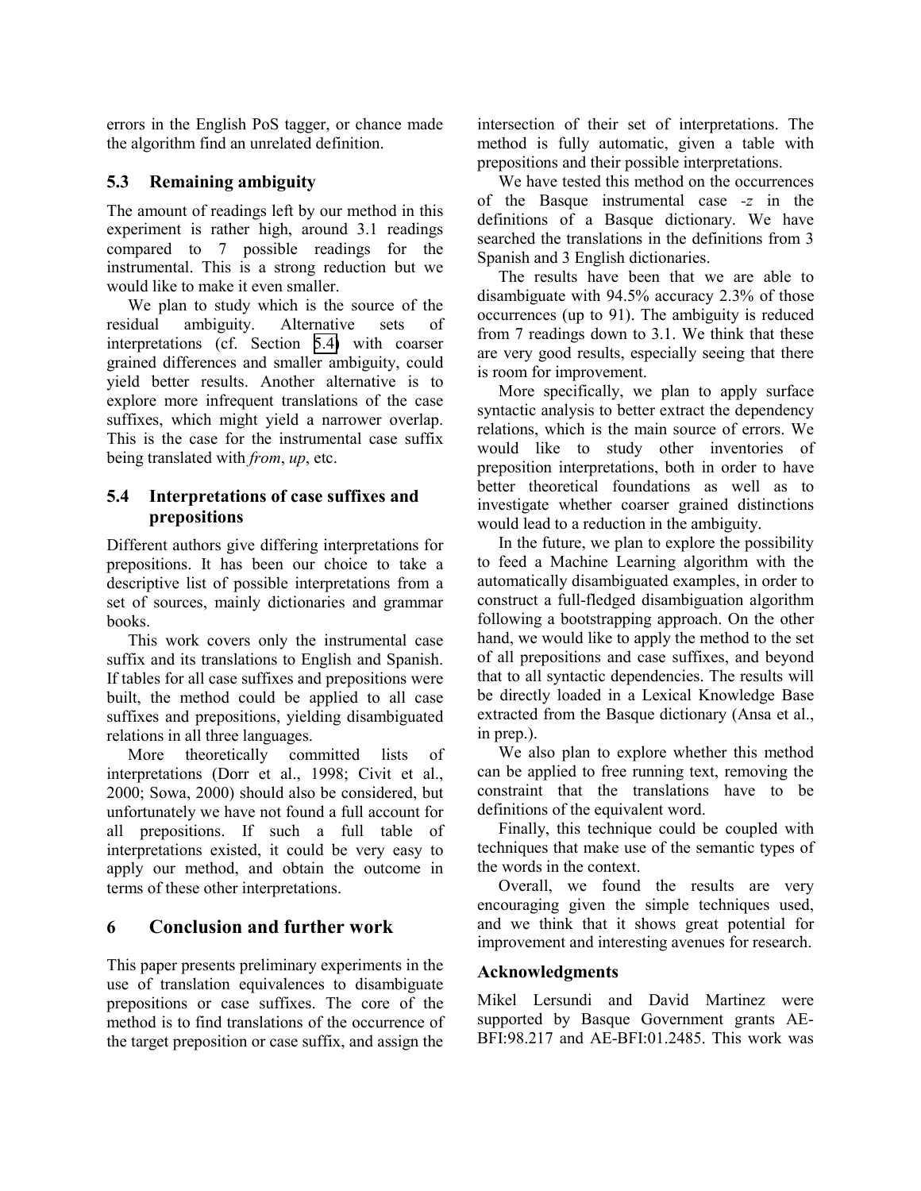errors in the English PoS tagger, or chance made the algorithm find an unrelated definition.

### 5.3 Remaining ambiguity

The amount of readings left by our method in this experiment is rather high, around 3.1 readings compared to 7 possible readings for the instrumental. This is a strong reduction but we would like to make it even smaller.

We plan to study which is the source of the residual ambiguity. Alternative sets of interpretations (cf. Section 5.4) with coarser grained differences and smaller ambiguity, could yield better results. Another alternative is to explore more infrequent translations of the case suffixes, which might yield a narrower overlap. This is the case for the instrumental case suffix being translated with *from*, *up*, etc.

### 5.4 Interpretations of case suffixes and prepositions

Different authors give differing interpretations for prepositions. It has been our choice to take a descriptive list of possible interpretations from a set of sources, mainly dictionaries and grammar books.

This work covers only the instrumental case suffix and its translations to English and Spanish. If tables for all case suffixes and prepositions were built, the method could be applied to all case suffixes and prepositions, yielding disambiguated relations in all three languages.

More theoretically committed lists of interpretations (Dorr et al., 1998; Civit et al., 2000; Sowa, 2000) should also be considered, but unfortunately we have not found a full account for all prepositions. If such a full table of interpretations existed, it could be very easy to apply our method, and obtain the outcome in terms of these other interpretations.

## 6 Conclusion and further work

This paper presents preliminary experiments in the use of translation equivalences to disambiguate prepositions or case suffixes. The core of the method is to find translations of the occurrence of the target preposition or case suffix, and assign the intersection of their set of interpretations. The method is fully automatic, given a table with prepositions and their possible interpretations.

We have tested this method on the occurrences of the Basque instrumental case *-z* in the definitions of a Basque dictionary. We have searched the translations in the definitions from 3 Spanish and 3 English dictionaries.

The results have been that we are able to disambiguate with 94.5% accuracy 2.3% of those occurrences (up to 91). The ambiguity is reduced from 7 readings down to 3.1. We think that these are very good results, especially seeing that there is room for improvement.

More specifically, we plan to apply surface syntactic analysis to better extract the dependency relations, which is the main source of errors. We would like to study other inventories of preposition interpretations, both in order to have better theoretical foundations as well as to investigate whether coarser grained distinctions would lead to a reduction in the ambiguity.

In the future, we plan to explore the possibility to feed a Machine Learning algorithm with the automatically disambiguated examples, in order to construct a full-fledged disambiguation algorithm following a bootstrapping approach. On the other hand, we would like to apply the method to the set of all prepositions and case suffixes, and beyond that to all syntactic dependencies. The results will be directly loaded in a Lexical Knowledge Base extracted from the Basque dictionary (Ansa et al., in prep.).

We also plan to explore whether this method can be applied to free running text, removing the constraint that the translations have to be definitions of the equivalent word.

Finally, this technique could be coupled with techniques that make use of the semantic types of the words in the context.

Overall, we found the results are very encouraging given the simple techniques used, and we think that it shows great potential for improvement and interesting avenues for research.

### Acknowledgments

Mikel Lersundi and David Martinez were supported by Basque Government grants AE-BFI:98.217 and AE-BFI:01.2485. This work was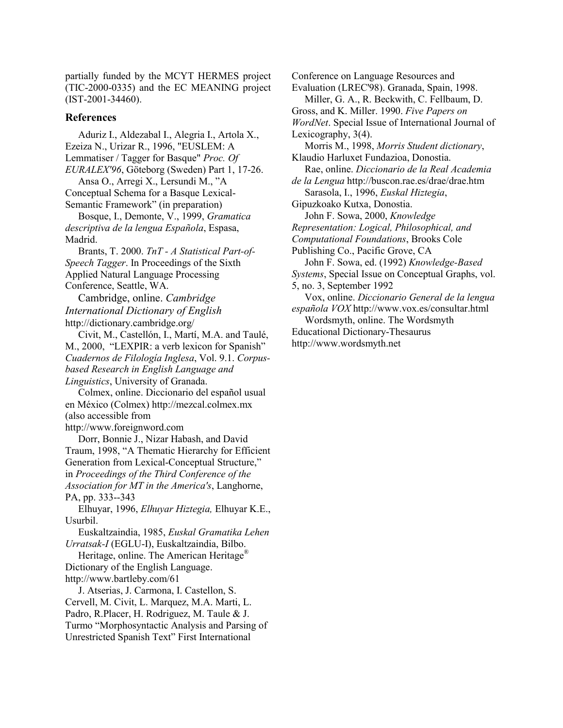partially funded by the MCYT HERMES project (TIC-2000-0335) and the EC MEANING project (IST-2001-34460).

## References

Aduriz I., Aldezabal I., Alegria I., Artola X., Ezeiza N., Urizar R., 1996, "EUSLEM: A Lemmatiser / Tagger for Basque" *Proc. Of EURALEX'96*, Göteborg (Sweden) Part 1, 17-26.

Ansa O., Arregi X., Lersundi M., "A Conceptual Schema for a Basque Lexical-Semantic Framework" (in preparation)

Bosque, I., Demonte, V., 1999, *Gramatica descriptiva de la lengua Española*, Espasa, Madrid.

Brants, T. 2000. *TnT - A Statistical Part-of-Speech Tagger*. In Proceedings of the Sixth Applied Natural Language Processing Conference, Seattle, WA.

Cambridge, online. *Cambridge International Dictionary of English* http://dictionary.cambridge.org/

Civit, M., Castellón, I., Martí, M.A. and Taulé, M., 2000, "LEXPIR: a verb lexicon for Spanish" *Cuadernos de Filología Inglesa*, Vol. 9.1. *Corpus-based Research in English Language and Linguistics*, University of Granada.

Colmex, online. Diccionario del español usual en México (Colmex) http://mezcal.colmex.mx (also accessible from http://www.foreignword.com

Dorr, Bonnie J., Nizar Habash, and David Traum, 1998, "A Thematic Hierarchy for Efficient Generation from Lexical-Conceptual Structure," in *Proceedings of the Third Conference of the Association for MT in the America's*, Langhorne, PA, pp. 333--343

Elhuyar, 1996, *Elhuyar Hiztegia,* Elhuyar K.E., Usurbil.

Euskaltzaindia, 1985, *Euskal Gramatika Lehen Urratsak-I* (EGLU-I), Euskaltzaindia, Bilbo.

Heritage, online. The American Heritage® Dictionary of the English Language. http://www.bartleby.com/61

J. Atserias, J. Carmona, I. Castellon, S. Cervell, M. Civit, L. Marquez, M.A. Marti, L. Padro, R.Placer, H. Rodriguez, M. Taule & J. Turmo "Morphosyntactic Analysis and Parsing of Unrestricted Spanish Text" First International Conference on Language Resources and Evaluation (LREC'98). Granada, Spain, 1998.

Miller, G. A., R. Beckwith, C. Fellbaum, D. Gross, and K. Miller. 1990. *Five Papers on WordNet*. Special Issue of International Journal of Lexicography, 3(4).

Morris M., 1998, *Morris Student dictionary*, Klaudio Harluxet Fundazioa, Donostia.

Rae, online. *Diccionario de la Real Academia de la Lengua* http://buscon.rae.es/drae/drae.htm

Sarasola, I., 1996, *Euskal Hiztegia*, Gipuzkoako Kutxa, Donostia.

John F. Sowa, 2000, *Knowledge Representation: Logical, Philosophical, and Computational Foundations*, Brooks Cole Publishing Co., Pacific Grove, CA

John F. Sowa, ed. (1992) *Knowledge-Based Systems*, Special Issue on Conceptual Graphs, vol. 5, no. 3, September 1992

Vox, online. *Diccionario General de la lengua española VOX* http://www.vox.es/consultar.html

Wordsmyth, online. The Wordsmyth Educational Dictionary-Thesaurus http://www.wordsmyth.net